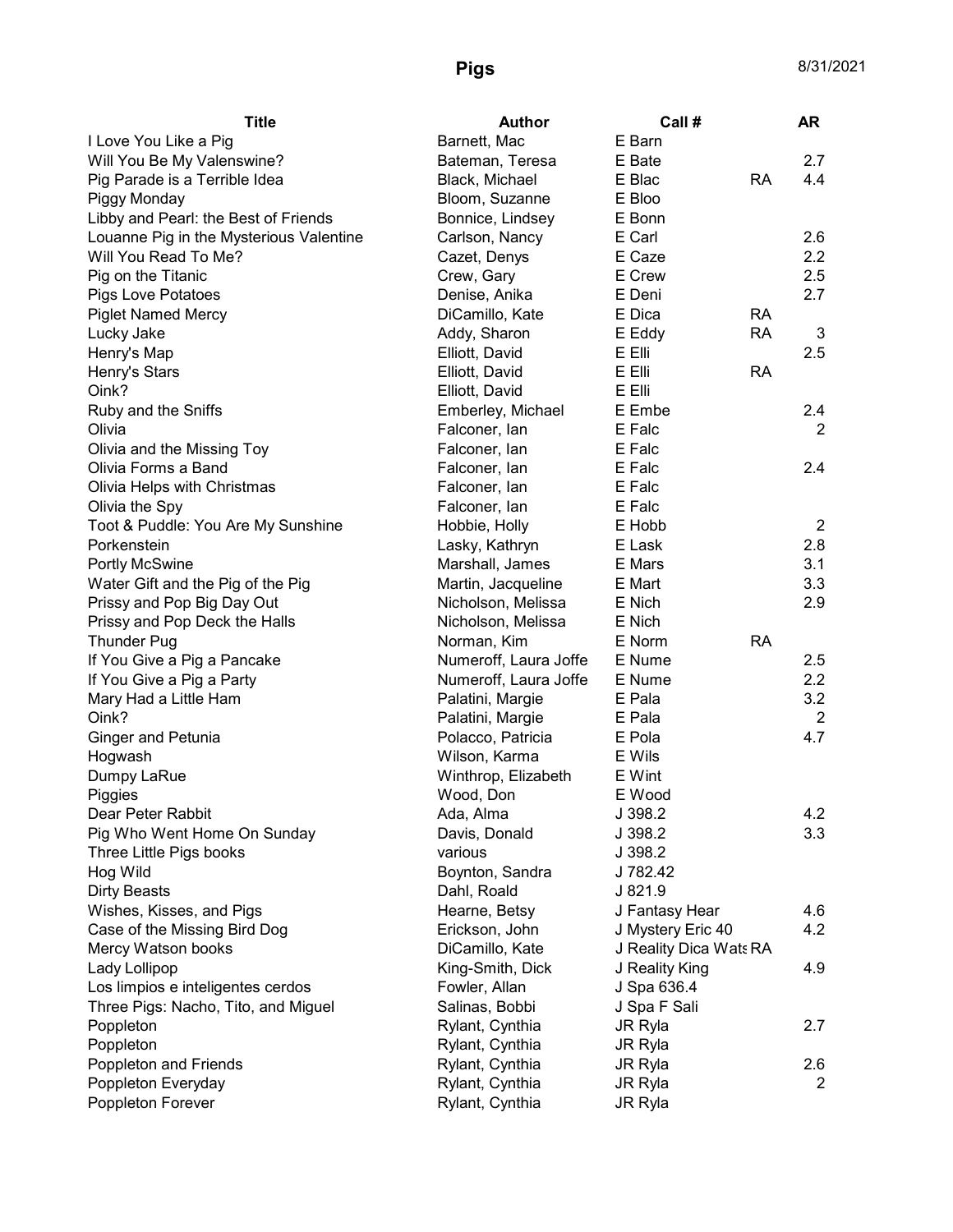# Pigs

8/31/2021

| Title | Author | Call # | | AR |
|---|---|---|---|---|
| I Love You Like a Pig | Barnett, Mac | E Barn | | |
| Will You Be My Valenswine? | Bateman, Teresa | E Bate | | 2.7 |
| Pig Parade is a Terrible Idea | Black, Michael | E Blac | RA | 4.4 |
| Piggy Monday | Bloom, Suzanne | E Bloo | | |
| Libby and Pearl: the Best of Friends | Bonnice, Lindsey | E Bonn | | |
| Louanne Pig in the Mysterious Valentine | Carlson, Nancy | E Carl | | 2.6 |
| Will You Read To Me? | Cazet, Denys | E Caze | | 2.2 |
| Pig on the Titanic | Crew, Gary | E Crew | | 2.5 |
| Pigs Love Potatoes | Denise, Anika | E Deni | | 2.7 |
| Piglet Named Mercy | DiCamillo, Kate | E Dica | RA | |
| Lucky Jake | Addy, Sharon | E Eddy | RA | 3 |
| Henry's Map | Elliott, David | E Elli | | 2.5 |
| Henry's Stars | Elliott, David | E Elli | RA | |
| Oink? | Elliott, David | E Elli | | |
| Ruby and the Sniffs | Emberley, Michael | E Embe | | 2.4 |
| Olivia | Falconer, Ian | E Falc | | 2 |
| Olivia and the Missing Toy | Falconer, Ian | E Falc | | |
| Olivia Forms a Band | Falconer, Ian | E Falc | | 2.4 |
| Olivia Helps with Christmas | Falconer, Ian | E Falc | | |
| Olivia the Spy | Falconer, Ian | E Falc | | |
| Toot & Puddle: You Are My Sunshine | Hobbie, Holly | E Hobb | | 2 |
| Porkenstein | Lasky, Kathryn | E Lask | | 2.8 |
| Portly McSwine | Marshall, James | E Mars | | 3.1 |
| Water Gift and the Pig of the Pig | Martin, Jacqueline | E Mart | | 3.3 |
| Prissy and Pop Big Day Out | Nicholson, Melissa | E Nich | | 2.9 |
| Prissy and Pop Deck the Halls | Nicholson, Melissa | E Nich | | |
| Thunder Pug | Norman, Kim | E Norm | RA | |
| If You Give a Pig a Pancake | Numeroff, Laura Joffe | E Nume | | 2.5 |
| If You Give a Pig a Party | Numeroff, Laura Joffe | E Nume | | 2.2 |
| Mary Had a Little Ham | Palatini, Margie | E Pala | | 3.2 |
| Oink? | Palatini, Margie | E Pala | | 2 |
| Ginger and Petunia | Polacco, Patricia | E Pola | | 4.7 |
| Hogwash | Wilson, Karma | E Wils | | |
| Dumpy LaRue | Winthrop, Elizabeth | E Wint | | |
| Piggies | Wood, Don | E Wood | | |
| Dear Peter Rabbit | Ada, Alma | J 398.2 | | 4.2 |
| Pig Who Went Home On Sunday | Davis, Donald | J 398.2 | | 3.3 |
| Three Little Pigs books | various | J 398.2 | | |
| Hog Wild | Boynton, Sandra | J 782.42 | | |
| Dirty Beasts | Dahl, Roald | J 821.9 | | |
| Wishes, Kisses, and Pigs | Hearne, Betsy | J Fantasy Hear | | 4.6 |
| Case of the Missing Bird Dog | Erickson, John | J Mystery Eric 40 | | 4.2 |
| Mercy Watson books | DiCamillo, Kate | J Reality Dica Wats | RA | |
| Lady Lollipop | King-Smith, Dick | J Reality King | | 4.9 |
| Los limpios e inteligentes cerdos | Fowler, Allan | J Spa 636.4 | | |
| Three Pigs: Nacho, Tito, and Miguel | Salinas, Bobbi | J Spa F Sali | | |
| Poppleton | Rylant, Cynthia | JR Ryla | | 2.7 |
| Poppleton | Rylant, Cynthia | JR Ryla | | |
| Poppleton and Friends | Rylant, Cynthia | JR Ryla | | 2.6 |
| Poppleton Everyday | Rylant, Cynthia | JR Ryla | | 2 |
| Poppleton Forever | Rylant, Cynthia | JR Ryla | | |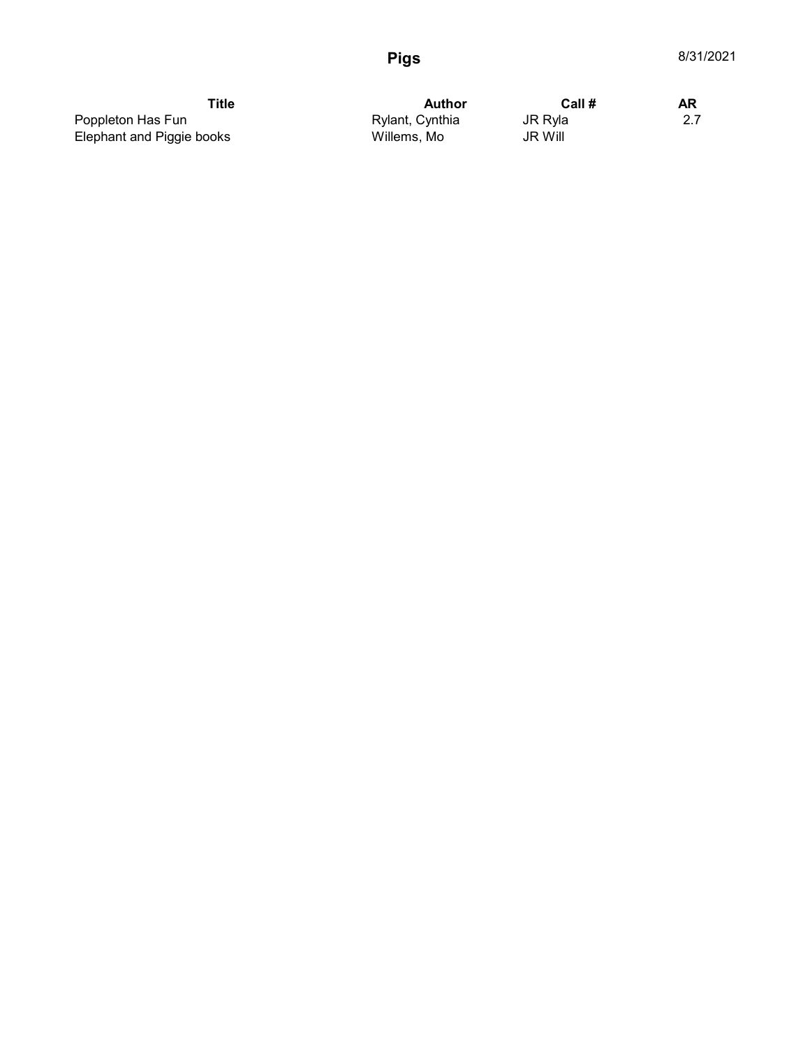# Pigs

8/31/2021

| Title | Author | Call # | AR |
| --- | --- | --- | --- |
| Poppleton Has Fun | Rylant, Cynthia | JR Ryla | 2.7 |
| Elephant and Piggie books | Willems, Mo | JR Will | |